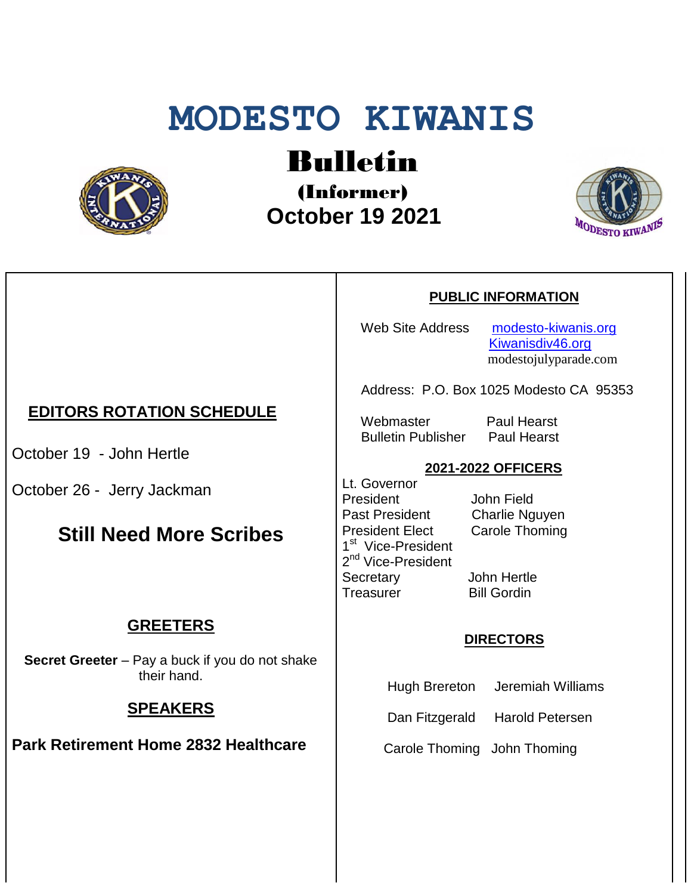# MODESTO KIWANIS

## Bulletin

### (Informer)

### October 19 2021

## EDITORS ROTATION SCHEDULE

October 19 - John Hertle

October 26 - Jerry Jackman

### Still Need More Scribes

## GREETERS

**Secret Greeter** – Pay a buck if you do not shake their hand.

## SPEAKERS

**Park Retirement Home 2832 Healthcare**

## PUBLIC INFORMATION

Web Site Address: [modesto-kiwanis.org](modesto-kiwanis.org)
[Kiwanisdiv46.org](Kiwanisdiv46.org)
modestojulyparade.com

Address: P.O. Box 1025 Modesto CA 95353

| | |
|---|---|
| Webmaster | Paul Hearst |
| Bulletin Publisher | Paul Hearst |

## 2021-2022 OFFICERS

| | |
|---|---|
| Lt. Governor | |
| President | John Field |
| Past President | Charlie Nguyen |
| President Elect | Carole Thoming |
| 1st Vice-President | |
| 2nd Vice-President | |
| Secretary | John Hertle |
| Treasurer | Bill Gordin |

## DIRECTORS

| | |
|---|---|
| Hugh Brereton | Jeremiah Williams |
| Dan Fitzgerald | Harold Petersen |
| Carole Thoming | John Thoming |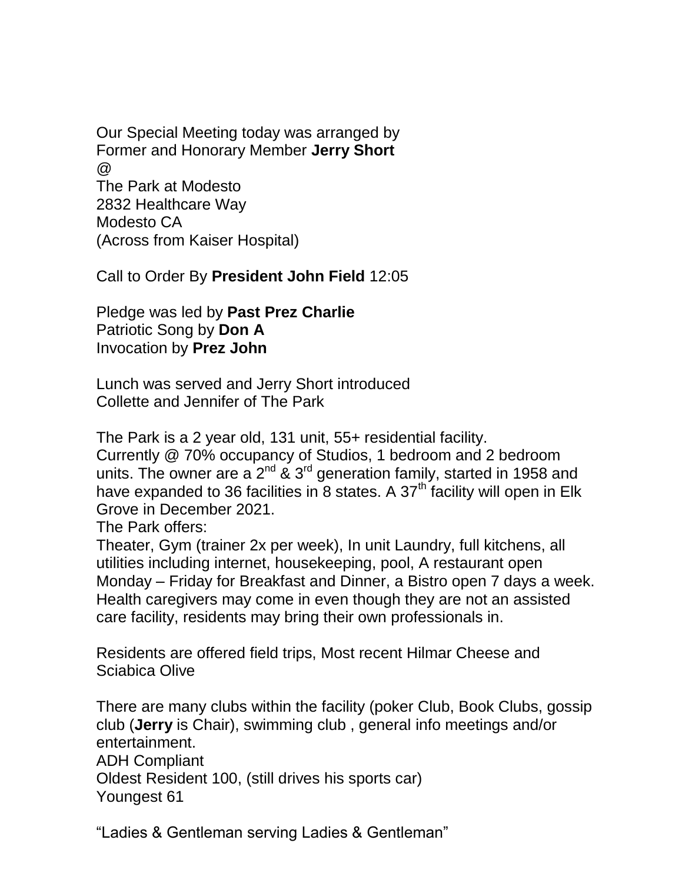Our Special Meeting today was arranged by
Former and Honorary Member **Jerry Short**
@
The Park at Modesto
2832 Healthcare Way
Modesto CA
(Across from Kaiser Hospital)

Call to Order By **President John Field** 12:05

Pledge was led by **Past Prez Charlie**
Patriotic Song by **Don A**
Invocation by **Prez John**

Lunch was served and Jerry Short introduced
Collette and Jennifer of The Park

The Park is a 2 year old, 131 unit, 55+ residential facility.
Currently @ 70% occupancy of Studios, 1 bedroom and 2 bedroom units. The owner are a 2nd & 3rd generation family, started in 1958 and have expanded to 36 facilities in 8 states. A 37th facility will open in Elk Grove in December 2021.
The Park offers:
Theater, Gym (trainer 2x per week), In unit Laundry, full kitchens, all utilities including internet, housekeeping, pool, A restaurant open Monday – Friday for Breakfast and Dinner, a Bistro open 7 days a week. Health caregivers may come in even though they are not an assisted care facility, residents may bring their own professionals in.

Residents are offered field trips, Most recent Hilmar Cheese and Sciabica Olive

There are many clubs within the facility (poker Club, Book Clubs, gossip club (**Jerry** is Chair), swimming club , general info meetings and/or entertainment.
ADH Compliant
Oldest Resident 100, (still drives his sports car)
Youngest 61

"Ladies & Gentleman serving Ladies & Gentleman"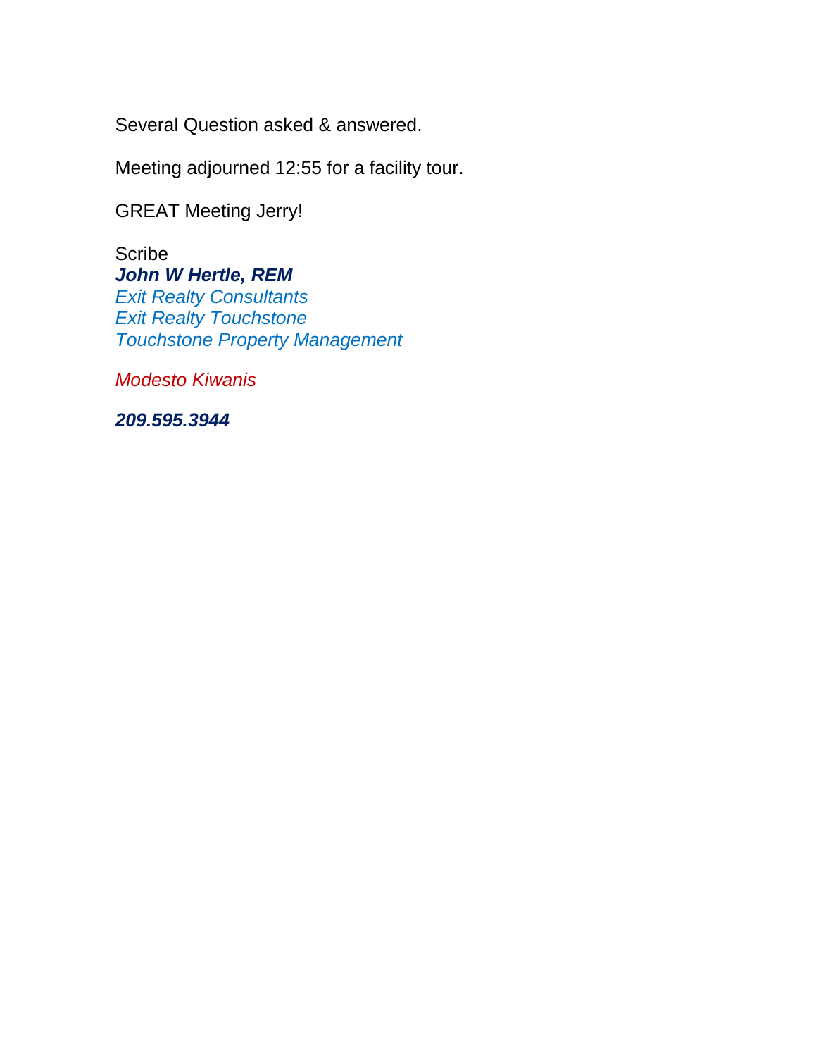Several Question asked & answered.

Meeting adjourned 12:55 for a facility tour.

GREAT Meeting Jerry!

Scribe
***John W Hertle, REM***
*Exit Realty Consultants*
*Exit Realty Touchstone*
*Touchstone Property Management*

*Modesto Kiwanis*

***209.595.3944***